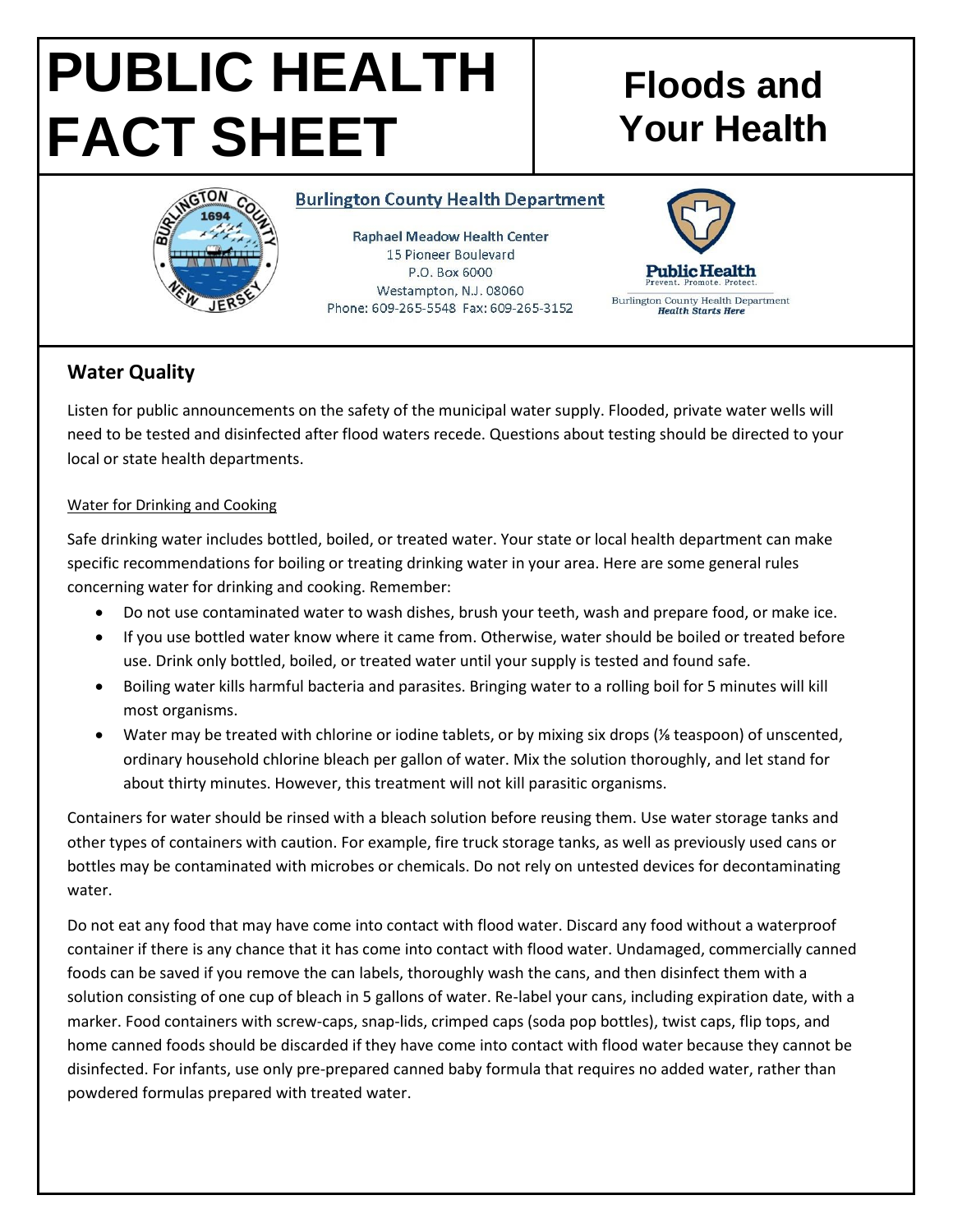# PUBLIC HEALTH FACT SHEET

# Floods and Your Health

**Burlington County Health Department**

Raphael Meadow Health Center
15 Pioneer Boulevard
P.O. Box 6000
Westampton, N.J. 08060
Phone: 609-265-5548 Fax: 609-265-3152

Public Health
Prevent. Promote. Protect.
Burlington County Health Department
*Health Starts Here*

## Water Quality

Listen for public announcements on the safety of the municipal water supply. Flooded, private water wells will need to be tested and disinfected after flood waters recede. Questions about testing should be directed to your local or state health departments.

### Water for Drinking and Cooking

Safe drinking water includes bottled, boiled, or treated water. Your state or local health department can make specific recommendations for boiling or treating drinking water in your area. Here are some general rules concerning water for drinking and cooking. Remember:

- Do not use contaminated water to wash dishes, brush your teeth, wash and prepare food, or make ice.
- If you use bottled water know where it came from. Otherwise, water should be boiled or treated before use. Drink only bottled, boiled, or treated water until your supply is tested and found safe.
- Boiling water kills harmful bacteria and parasites. Bringing water to a rolling boil for 5 minutes will kill most organisms.
- Water may be treated with chlorine or iodine tablets, or by mixing six drops (⅛ teaspoon) of unscented, ordinary household chlorine bleach per gallon of water. Mix the solution thoroughly, and let stand for about thirty minutes. However, this treatment will not kill parasitic organisms.

Containers for water should be rinsed with a bleach solution before reusing them. Use water storage tanks and other types of containers with caution. For example, fire truck storage tanks, as well as previously used cans or bottles may be contaminated with microbes or chemicals. Do not rely on untested devices for decontaminating water.

Do not eat any food that may have come into contact with flood water. Discard any food without a waterproof container if there is any chance that it has come into contact with flood water. Undamaged, commercially canned foods can be saved if you remove the can labels, thoroughly wash the cans, and then disinfect them with a solution consisting of one cup of bleach in 5 gallons of water. Re-label your cans, including expiration date, with a marker. Food containers with screw-caps, snap-lids, crimped caps (soda pop bottles), twist caps, flip tops, and home canned foods should be discarded if they have come into contact with flood water because they cannot be disinfected. For infants, use only pre-prepared canned baby formula that requires no added water, rather than powdered formulas prepared with treated water.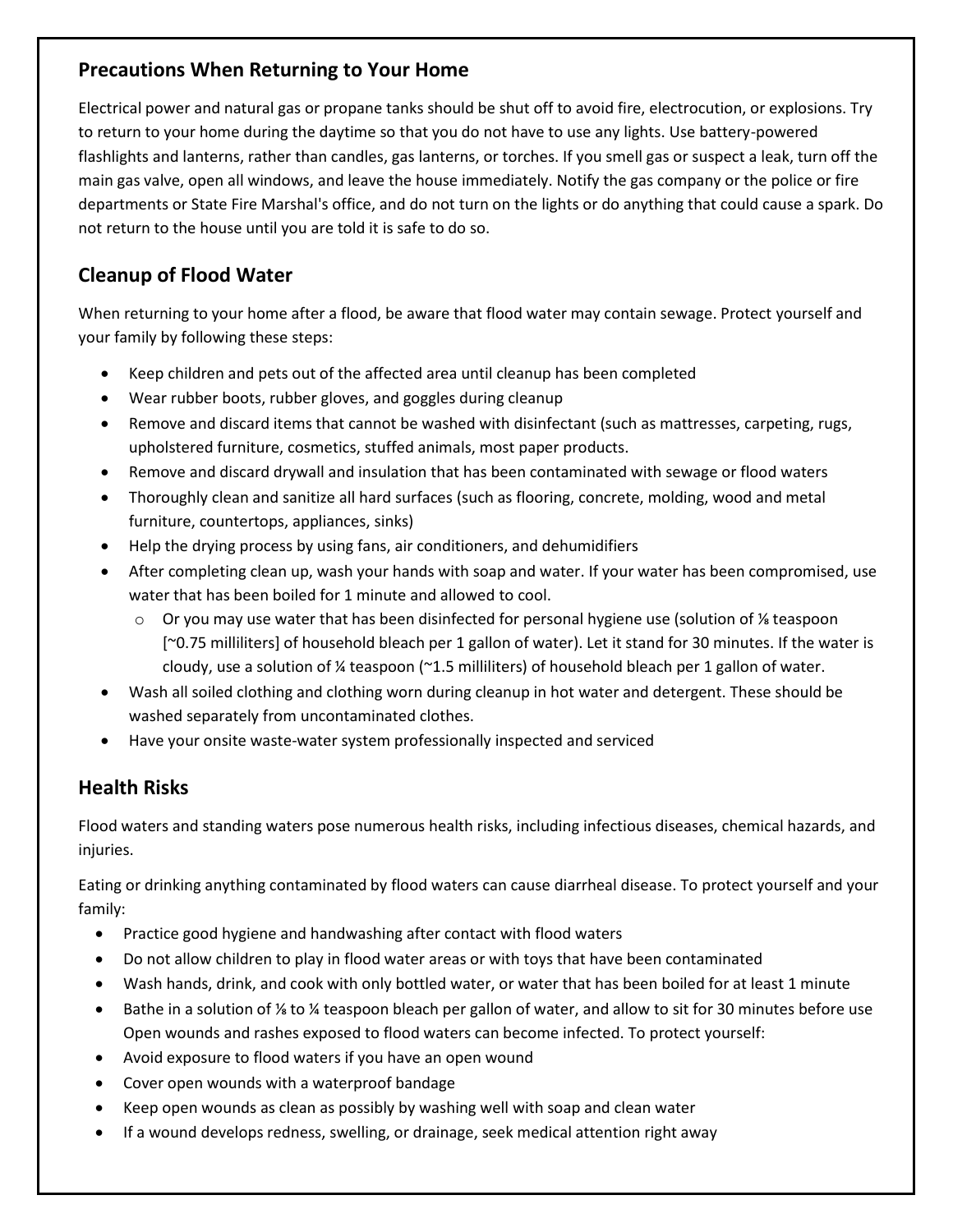## Precautions When Returning to Your Home

Electrical power and natural gas or propane tanks should be shut off to avoid fire, electrocution, or explosions. Try to return to your home during the daytime so that you do not have to use any lights. Use battery-powered flashlights and lanterns, rather than candles, gas lanterns, or torches. If you smell gas or suspect a leak, turn off the main gas valve, open all windows, and leave the house immediately. Notify the gas company or the police or fire departments or State Fire Marshal's office, and do not turn on the lights or do anything that could cause a spark. Do not return to the house until you are told it is safe to do so.

## Cleanup of Flood Water

When returning to your home after a flood, be aware that flood water may contain sewage. Protect yourself and your family by following these steps:

- Keep children and pets out of the affected area until cleanup has been completed
- Wear rubber boots, rubber gloves, and goggles during cleanup
- Remove and discard items that cannot be washed with disinfectant (such as mattresses, carpeting, rugs, upholstered furniture, cosmetics, stuffed animals, most paper products.
- Remove and discard drywall and insulation that has been contaminated with sewage or flood waters
- Thoroughly clean and sanitize all hard surfaces (such as flooring, concrete, molding, wood and metal furniture, countertops, appliances, sinks)
- Help the drying process by using fans, air conditioners, and dehumidifiers
- After completing clean up, wash your hands with soap and water. If your water has been compromised, use water that has been boiled for 1 minute and allowed to cool.
  - Or you may use water that has been disinfected for personal hygiene use (solution of ⅛ teaspoon [~0.75 milliliters] of household bleach per 1 gallon of water). Let it stand for 30 minutes. If the water is cloudy, use a solution of ¼ teaspoon (~1.5 milliliters) of household bleach per 1 gallon of water.
- Wash all soiled clothing and clothing worn during cleanup in hot water and detergent. These should be washed separately from uncontaminated clothes.
- Have your onsite waste-water system professionally inspected and serviced

## Health Risks

Flood waters and standing waters pose numerous health risks, including infectious diseases, chemical hazards, and injuries.

Eating or drinking anything contaminated by flood waters can cause diarrheal disease. To protect yourself and your family:

- Practice good hygiene and handwashing after contact with flood waters
- Do not allow children to play in flood water areas or with toys that have been contaminated
- Wash hands, drink, and cook with only bottled water, or water that has been boiled for at least 1 minute
- Bathe in a solution of ⅛ to ¼ teaspoon bleach per gallon of water, and allow to sit for 30 minutes before use

Open wounds and rashes exposed to flood waters can become infected. To protect yourself:

- Avoid exposure to flood waters if you have an open wound
- Cover open wounds with a waterproof bandage
- Keep open wounds as clean as possibly by washing well with soap and clean water
- If a wound develops redness, swelling, or drainage, seek medical attention right away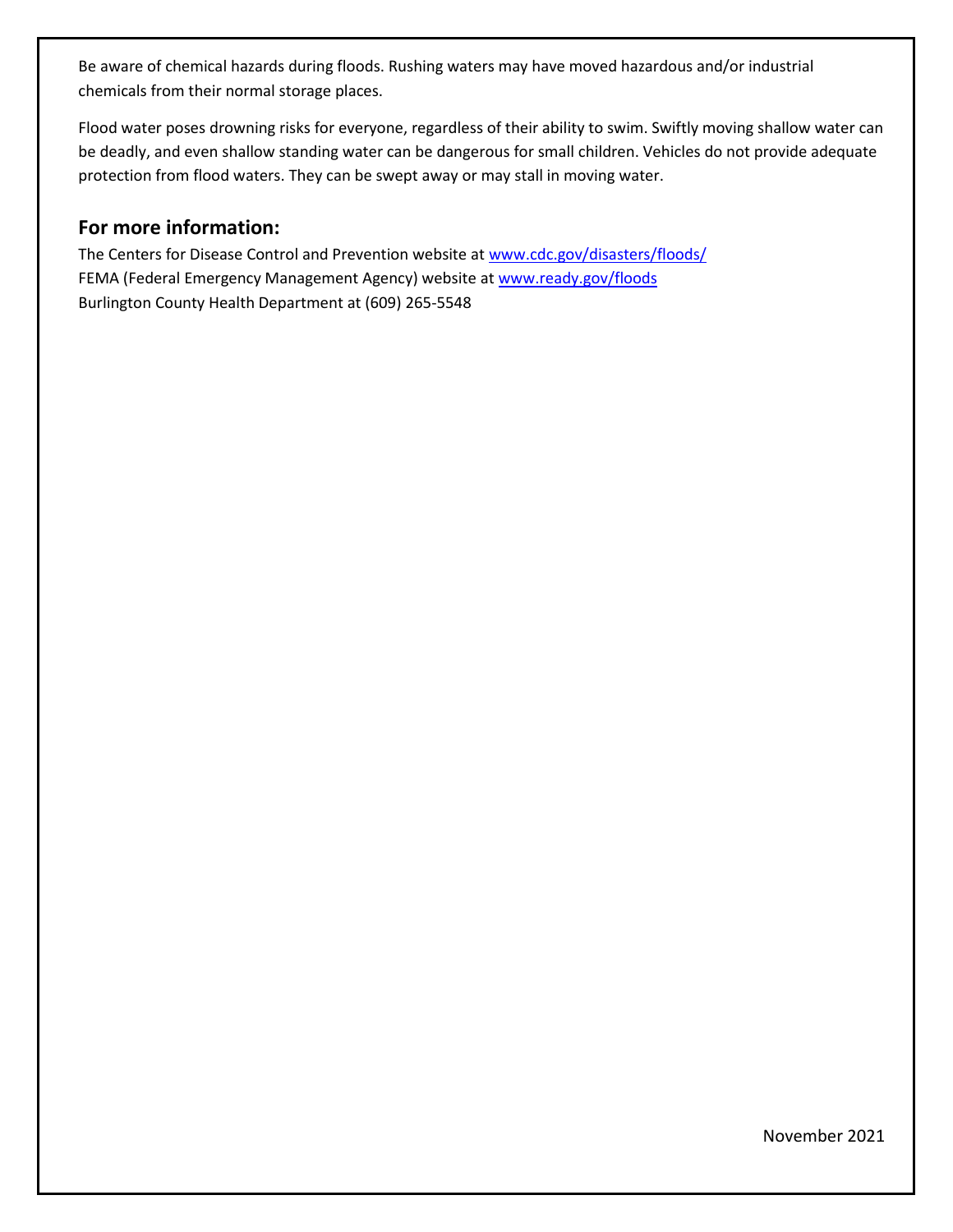Be aware of chemical hazards during floods. Rushing waters may have moved hazardous and/or industrial chemicals from their normal storage places.

Flood water poses drowning risks for everyone, regardless of their ability to swim. Swiftly moving shallow water can be deadly, and even shallow standing water can be dangerous for small children. Vehicles do not provide adequate protection from flood waters. They can be swept away or may stall in moving water.

## For more information:

The Centers for Disease Control and Prevention website at www.cdc.gov/disasters/floods/
FEMA (Federal Emergency Management Agency) website at www.ready.gov/floods
Burlington County Health Department at (609) 265-5548

November 2021